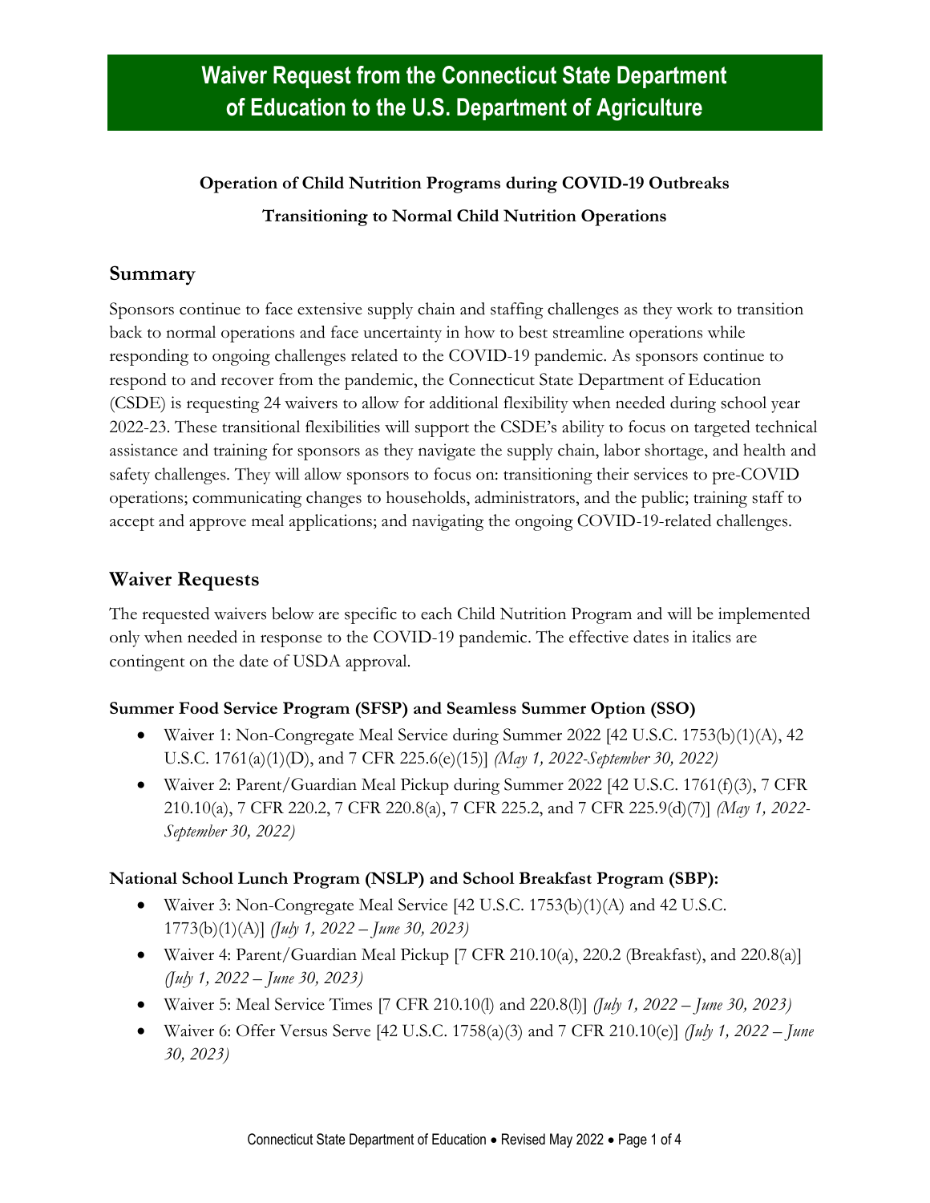# Waiver Request from the Connecticut State Department of Education to the U.S. Department of Agriculture

**Operation of Child Nutrition Programs during COVID-19 Outbreaks**

**Transitioning to Normal Child Nutrition Operations**

## Summary

Sponsors continue to face extensive supply chain and staffing challenges as they work to transition back to normal operations and face uncertainty in how to best streamline operations while responding to ongoing challenges related to the COVID-19 pandemic. As sponsors continue to respond to and recover from the pandemic, the Connecticut State Department of Education (CSDE) is requesting 24 waivers to allow for additional flexibility when needed during school year 2022-23. These transitional flexibilities will support the CSDE's ability to focus on targeted technical assistance and training for sponsors as they navigate the supply chain, labor shortage, and health and safety challenges. They will allow sponsors to focus on: transitioning their services to pre-COVID operations; communicating changes to households, administrators, and the public; training staff to accept and approve meal applications; and navigating the ongoing COVID-19-related challenges.

## Waiver Requests

The requested waivers below are specific to each Child Nutrition Program and will be implemented only when needed in response to the COVID-19 pandemic. The effective dates in italics are contingent on the date of USDA approval.

### Summer Food Service Program (SFSP) and Seamless Summer Option (SSO)

- Waiver 1: Non-Congregate Meal Service during Summer 2022 [42 U.S.C. 1753(b)(1)(A), 42 U.S.C. 1761(a)(1)(D), and 7 CFR 225.6(e)(15)] *(May 1, 2022-September 30, 2022)*
- Waiver 2: Parent/Guardian Meal Pickup during Summer 2022 [42 U.S.C. 1761(f)(3), 7 CFR 210.10(a), 7 CFR 220.2, 7 CFR 220.8(a), 7 CFR 225.2, and 7 CFR 225.9(d)(7)] *(May 1, 2022-September 30, 2022)*

### National School Lunch Program (NSLP) and School Breakfast Program (SBP):

- Waiver 3: Non-Congregate Meal Service [42 U.S.C. 1753(b)(1)(A) and 42 U.S.C. 1773(b)(1)(A)] *(July 1, 2022 – June 30, 2023)*
- Waiver 4: Parent/Guardian Meal Pickup [7 CFR 210.10(a), 220.2 (Breakfast), and 220.8(a)] *(July 1, 2022 – June 30, 2023)*
- Waiver 5: Meal Service Times [7 CFR 210.10(l) and 220.8(l)] *(July 1, 2022 – June 30, 2023)*
- Waiver 6: Offer Versus Serve [42 U.S.C. 1758(a)(3) and 7 CFR 210.10(e)] *(July 1, 2022 – June 30, 2023)*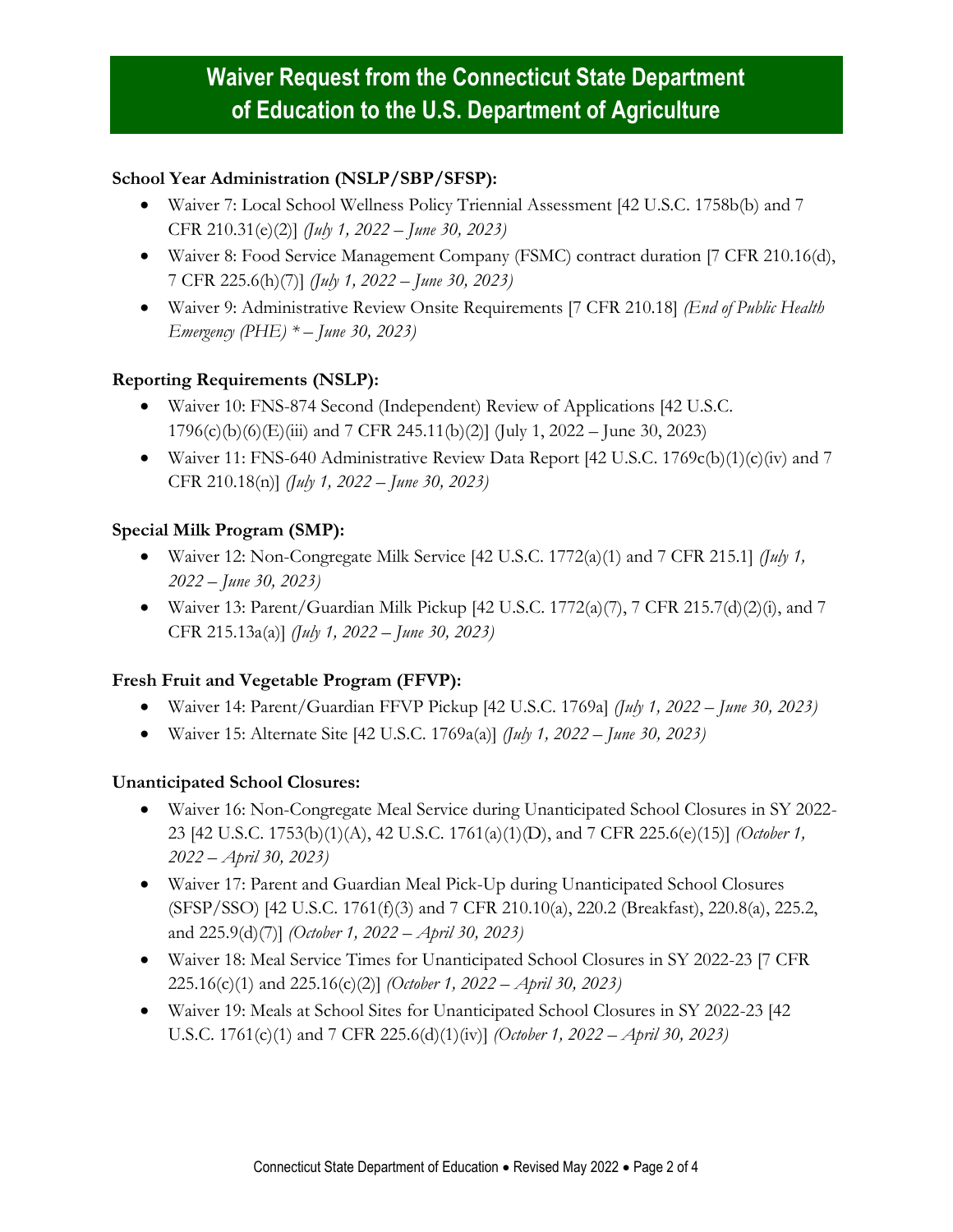# Waiver Request from the Connecticut State Department of Education to the U.S. Department of Agriculture

**School Year Administration (NSLP/SBP/SFSP):**

- Waiver 7: Local School Wellness Policy Triennial Assessment [42 U.S.C. 1758b(b) and 7 CFR 210.31(e)(2)] *(July 1, 2022 – June 30, 2023)*
- Waiver 8: Food Service Management Company (FSMC) contract duration [7 CFR 210.16(d), 7 CFR 225.6(h)(7)] *(July 1, 2022 – June 30, 2023)*
- Waiver 9: Administrative Review Onsite Requirements [7 CFR 210.18] *(End of Public Health Emergency (PHE) * – June 30, 2023)*

**Reporting Requirements (NSLP):**

- Waiver 10: FNS-874 Second (Independent) Review of Applications [42 U.S.C. 1796(c)(b)(6)(E)(iii) and 7 CFR 245.11(b)(2)] (July 1, 2022 – June 30, 2023)
- Waiver 11: FNS-640 Administrative Review Data Report [42 U.S.C. 1769c(b)(1)(c)(iv) and 7 CFR 210.18(n)] *(July 1, 2022 – June 30, 2023)*

**Special Milk Program (SMP):**

- Waiver 12: Non-Congregate Milk Service [42 U.S.C. 1772(a)(1) and 7 CFR 215.1] *(July 1, 2022 – June 30, 2023)*
- Waiver 13: Parent/Guardian Milk Pickup [42 U.S.C. 1772(a)(7), 7 CFR 215.7(d)(2)(i), and 7 CFR 215.13a(a)] *(July 1, 2022 – June 30, 2023)*

**Fresh Fruit and Vegetable Program (FFVP):**

- Waiver 14: Parent/Guardian FFVP Pickup [42 U.S.C. 1769a] *(July 1, 2022 – June 30, 2023)*
- Waiver 15: Alternate Site [42 U.S.C. 1769a(a)] *(July 1, 2022 – June 30, 2023)*

**Unanticipated School Closures:**

- Waiver 16: Non-Congregate Meal Service during Unanticipated School Closures in SY 2022-23 [42 U.S.C. 1753(b)(1)(A), 42 U.S.C. 1761(a)(1)(D), and 7 CFR 225.6(e)(15)] *(October 1, 2022 – April 30, 2023)*
- Waiver 17: Parent and Guardian Meal Pick-Up during Unanticipated School Closures (SFSP/SSO) [42 U.S.C. 1761(f)(3) and 7 CFR 210.10(a), 220.2 (Breakfast), 220.8(a), 225.2, and 225.9(d)(7)] *(October 1, 2022 – April 30, 2023)*
- Waiver 18: Meal Service Times for Unanticipated School Closures in SY 2022-23 [7 CFR 225.16(c)(1) and 225.16(c)(2)] *(October 1, 2022 – April 30, 2023)*
- Waiver 19: Meals at School Sites for Unanticipated School Closures in SY 2022-23 [42 U.S.C. 1761(c)(1) and 7 CFR 225.6(d)(1)(iv)] *(October 1, 2022 – April 30, 2023)*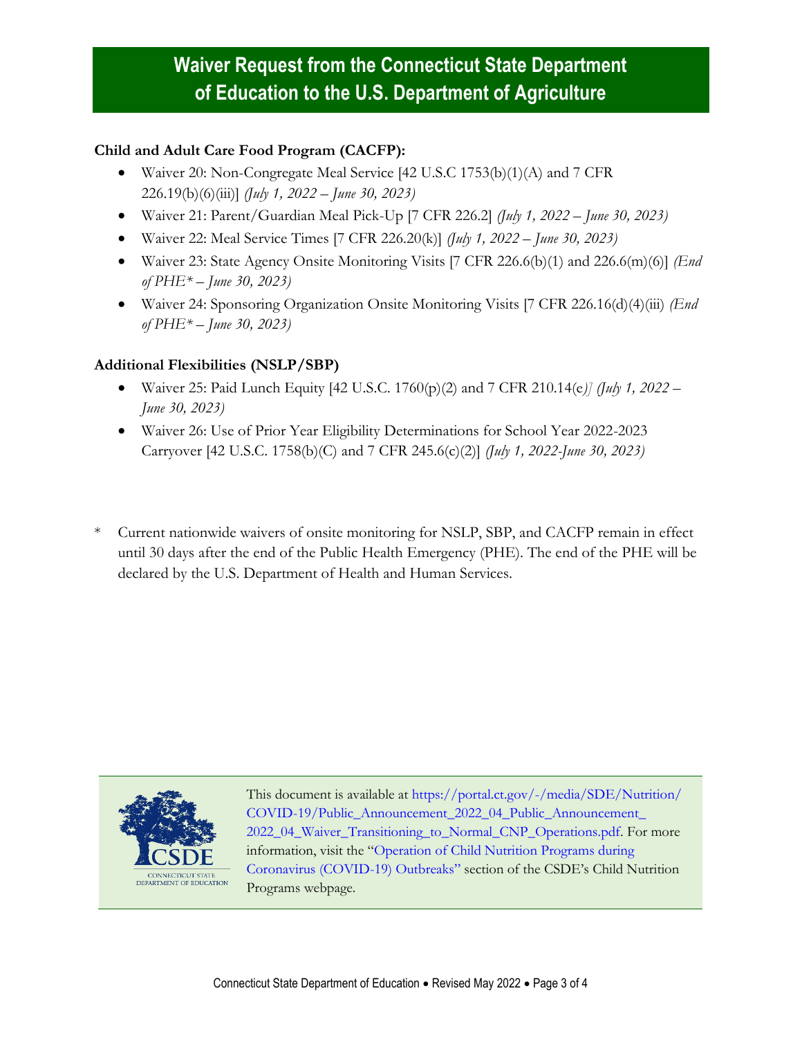# Waiver Request from the Connecticut State Department of Education to the U.S. Department of Agriculture

**Child and Adult Care Food Program (CACFP):**

- Waiver 20: Non-Congregate Meal Service [42 U.S.C 1753(b)(1)(A) and 7 CFR 226.19(b)(6)(iii)] *(July 1, 2022 – June 30, 2023)*
- Waiver 21: Parent/Guardian Meal Pick-Up [7 CFR 226.2] *(July 1, 2022 – June 30, 2023)*
- Waiver 22: Meal Service Times [7 CFR 226.20(k)] *(July 1, 2022 – June 30, 2023)*
- Waiver 23: State Agency Onsite Monitoring Visits [7 CFR 226.6(b)(1) and 226.6(m)(6)] *(End of PHE* – June 30, 2023)*
- Waiver 24: Sponsoring Organization Onsite Monitoring Visits [7 CFR 226.16(d)(4)(iii) *(End of PHE* – June 30, 2023)*

**Additional Flexibilities (NSLP/SBP)**

- Waiver 25: Paid Lunch Equity [42 U.S.C. 1760(p)(2) and 7 CFR 210.14(e*)] (July 1, 2022 – June 30, 2023)*
- Waiver 26: Use of Prior Year Eligibility Determinations for School Year 2022-2023 Carryover [42 U.S.C. 1758(b)(C) and 7 CFR 245.6(c)(2)] *(July 1, 2022-June 30, 2023)*

\* Current nationwide waivers of onsite monitoring for NSLP, SBP, and CACFP remain in effect until 30 days after the end of the Public Health Emergency (PHE). The end of the PHE will be declared by the U.S. Department of Health and Human Services.

This document is available at https://portal.ct.gov/-/media/SDE/Nutrition/COVID-19/Public_Announcement_2022_04_Public_Announcement_2022_04_Waiver_Transitioning_to_Normal_CNP_Operations.pdf. For more information, visit the "Operation of Child Nutrition Programs during Coronavirus (COVID-19) Outbreaks" section of the CSDE's Child Nutrition Programs webpage.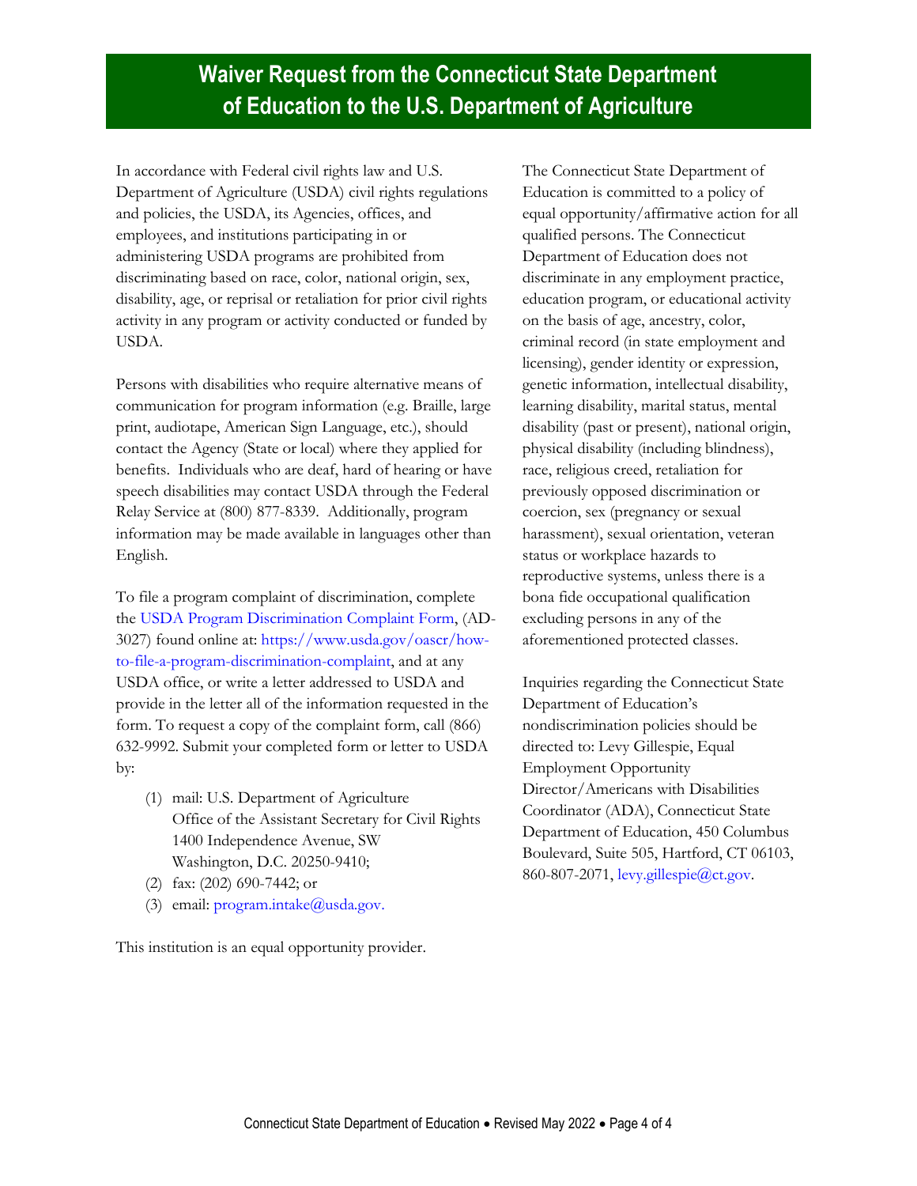# Waiver Request from the Connecticut State Department of Education to the U.S. Department of Agriculture

In accordance with Federal civil rights law and U.S. Department of Agriculture (USDA) civil rights regulations and policies, the USDA, its Agencies, offices, and employees, and institutions participating in or administering USDA programs are prohibited from discriminating based on race, color, national origin, sex, disability, age, or reprisal or retaliation for prior civil rights activity in any program or activity conducted or funded by USDA.

Persons with disabilities who require alternative means of communication for program information (e.g. Braille, large print, audiotape, American Sign Language, etc.), should contact the Agency (State or local) where they applied for benefits. Individuals who are deaf, hard of hearing or have speech disabilities may contact USDA through the Federal Relay Service at (800) 877-8339. Additionally, program information may be made available in languages other than English.

To file a program complaint of discrimination, complete the USDA Program Discrimination Complaint Form, (AD-3027) found online at: https://www.usda.gov/oascr/how-to-file-a-program-discrimination-complaint, and at any USDA office, or write a letter addressed to USDA and provide in the letter all of the information requested in the form. To request a copy of the complaint form, call (866) 632-9992. Submit your completed form or letter to USDA by:

(1) mail: U.S. Department of Agriculture
Office of the Assistant Secretary for Civil Rights
1400 Independence Avenue, SW
Washington, D.C. 20250-9410;

(2) fax: (202) 690-7442; or

(3) email: program.intake@usda.gov.

This institution is an equal opportunity provider.

The Connecticut State Department of Education is committed to a policy of equal opportunity/affirmative action for all qualified persons. The Connecticut Department of Education does not discriminate in any employment practice, education program, or educational activity on the basis of age, ancestry, color, criminal record (in state employment and licensing), gender identity or expression, genetic information, intellectual disability, learning disability, marital status, mental disability (past or present), national origin, physical disability (including blindness), race, religious creed, retaliation for previously opposed discrimination or coercion, sex (pregnancy or sexual harassment), sexual orientation, veteran status or workplace hazards to reproductive systems, unless there is a bona fide occupational qualification excluding persons in any of the aforementioned protected classes.

Inquiries regarding the Connecticut State Department of Education's nondiscrimination policies should be directed to: Levy Gillespie, Equal Employment Opportunity Director/Americans with Disabilities Coordinator (ADA), Connecticut State Department of Education, 450 Columbus Boulevard, Suite 505, Hartford, CT 06103, 860-807-2071, levy.gillespie@ct.gov.